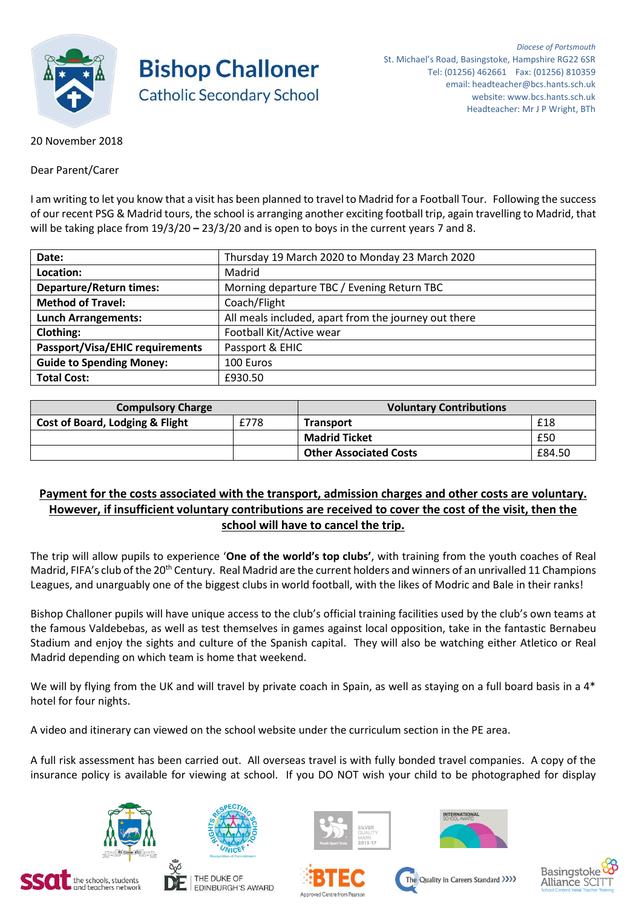# Bishop Challoner

## Catholic Secondary School

*Diocese of Portsmouth*
St. Michael's Road, Basingstoke, Hampshire RG22 6SR
Tel: (01256) 462661 Fax: (01256) 810359
email: headteacher@bcs.hants.sch.uk
website: www.bcs.hants.sch.uk
Headteacher: Mr J P Wright, BTh

20 November 2018

Dear Parent/Carer

I am writing to let you know that a visit has been planned to travel to Madrid for a Football Tour. Following the success of our recent PSG & Madrid tours, the school is arranging another exciting football trip, again travelling to Madrid, that will be taking place from 19/3/20 **–** 23/3/20 and is open to boys in the current years 7 and 8.

| **Date:** | Thursday 19 March 2020 to Monday 23 March 2020 |
|---|---|
| **Location:** | Madrid |
| **Departure/Return times:** | Morning departure TBC / Evening Return TBC |
| **Method of Travel:** | Coach/Flight |
| **Lunch Arrangements:** | All meals included, apart from the journey out there |
| **Clothing:** | Football Kit/Active wear |
| **Passport/Visa/EHIC requirements** | Passport & EHIC |
| **Guide to Spending Money:** | 100 Euros |
| **Total Cost:** | £930.50 |

| **Compulsory Charge** | | **Voluntary Contributions** | |
|---|---|---|---|
| **Cost of Board, Lodging & Flight** | £778 | **Transport** | £18 |
| | | **Madrid Ticket** | £50 |
| | | **Other Associated Costs** | £84.50 |

**Payment for the costs associated with the transport, admission charges and other costs are voluntary. However, if insufficient voluntary contributions are received to cover the cost of the visit, then the school will have to cancel the trip.**

The trip will allow pupils to experience '**One of the world's top clubs'**, with training from the youth coaches of Real Madrid, FIFA's club of the 20th Century. Real Madrid are the current holders and winners of an unrivalled 11 Champions Leagues, and unarguably one of the biggest clubs in world football, with the likes of Modric and Bale in their ranks!

Bishop Challoner pupils will have unique access to the club's official training facilities used by the club's own teams at the famous Valdebebas, as well as test themselves in games against local opposition, take in the fantastic Bernabeu Stadium and enjoy the sights and culture of the Spanish capital. They will also be watching either Atletico or Real Madrid depending on which team is home that weekend.

We will by flying from the UK and will travel by private coach in Spain, as well as staying on a full board basis in a 4* hotel for four nights.

A video and itinerary can viewed on the school website under the curriculum section in the PE area.

A full risk assessment has been carried out. All overseas travel is with fully bonded travel companies. A copy of the insurance policy is available for viewing at school. If you DO NOT wish your child to be photographed for display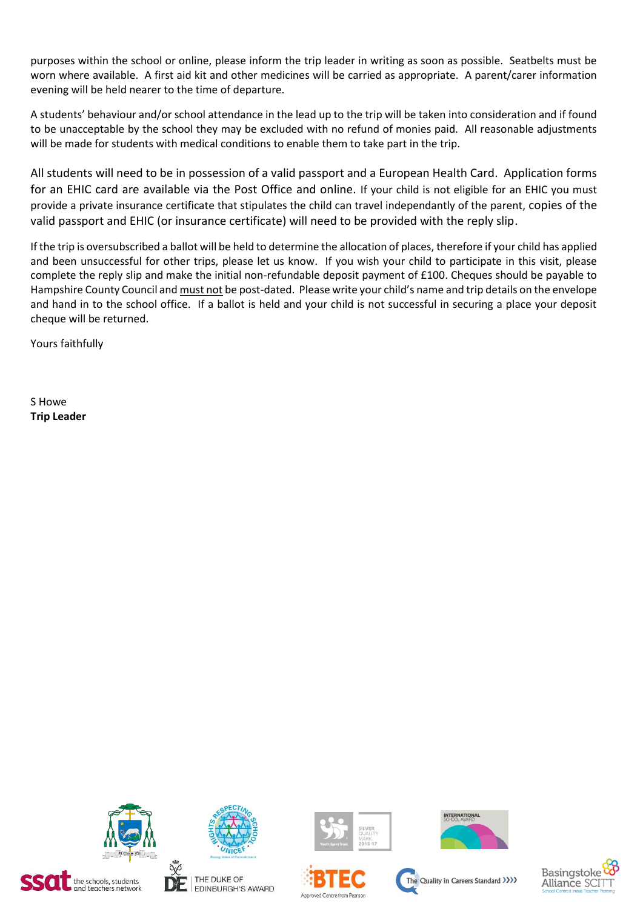purposes within the school or online, please inform the trip leader in writing as soon as possible. Seatbelts must be worn where available. A first aid kit and other medicines will be carried as appropriate. A parent/carer information evening will be held nearer to the time of departure.

A students' behaviour and/or school attendance in the lead up to the trip will be taken into consideration and if found to be unacceptable by the school they may be excluded with no refund of monies paid. All reasonable adjustments will be made for students with medical conditions to enable them to take part in the trip.

All students will need to be in possession of a valid passport and a European Health Card. Application forms for an EHIC card are available via the Post Office and online. If your child is not eligible for an EHIC you must provide a private insurance certificate that stipulates the child can travel independantly of the parent, copies of the valid passport and EHIC (or insurance certificate) will need to be provided with the reply slip.

If the trip is oversubscribed a ballot will be held to determine the allocation of places, therefore if your child has applied and been unsuccessful for other trips, please let us know. If you wish your child to participate in this visit, please complete the reply slip and make the initial non-refundable deposit payment of £100. Cheques should be payable to Hampshire County Council and <u>must not</u> be post-dated. Please write your child's name and trip details on the envelope and hand in to the school office. If a ballot is held and your child is not successful in securing a place your deposit cheque will be returned.

Yours faithfully

S Howe
**Trip Leader**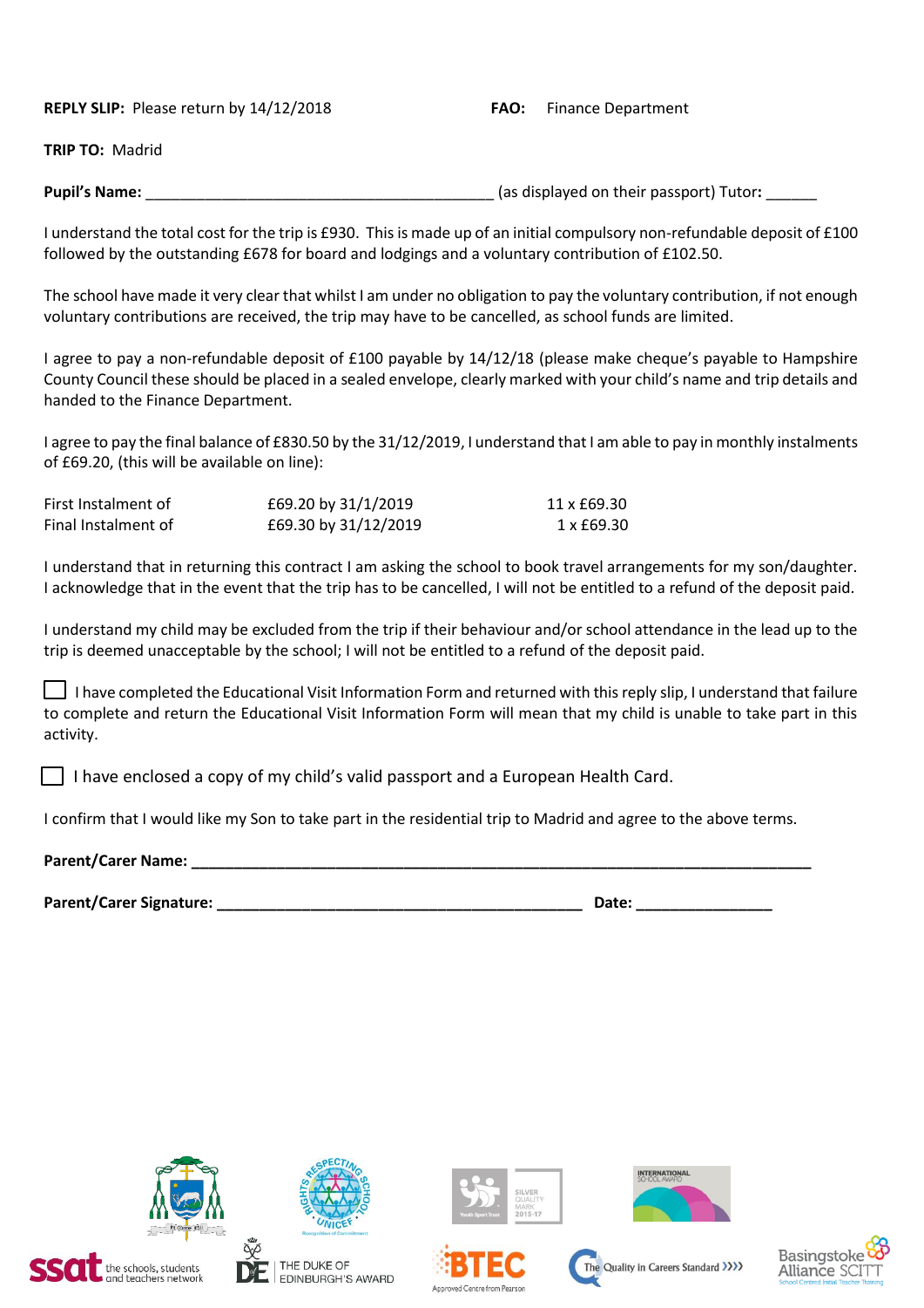**REPLY SLIP:** Please return by 14/12/2018 **FAO:** Finance Department

**TRIP TO:** Madrid

**Pupil's Name:** __________________________________________ (as displayed on their passport) Tutor**:** ______

I understand the total cost for the trip is £930. This is made up of an initial compulsory non-refundable deposit of £100 followed by the outstanding £678 for board and lodgings and a voluntary contribution of £102.50.

The school have made it very clear that whilst I am under no obligation to pay the voluntary contribution, if not enough voluntary contributions are received, the trip may have to be cancelled, as school funds are limited.

I agree to pay a non-refundable deposit of £100 payable by 14/12/18 (please make cheque's payable to Hampshire County Council these should be placed in a sealed envelope, clearly marked with your child's name and trip details and handed to the Finance Department.

I agree to pay the final balance of £830.50 by the 31/12/2019, I understand that I am able to pay in monthly instalments of £69.20, (this will be available on line):

| | | |
|---|---|---|
| First Instalment of | £69.20 by 31/1/2019 | 11 x £69.30 |
| Final Instalment of | £69.30 by 31/12/2019 | 1 x £69.30 |

I understand that in returning this contract I am asking the school to book travel arrangements for my son/daughter. I acknowledge that in the event that the trip has to be cancelled, I will not be entitled to a refund of the deposit paid.

I understand my child may be excluded from the trip if their behaviour and/or school attendance in the lead up to the trip is deemed unacceptable by the school; I will not be entitled to a refund of the deposit paid.

☐ I have completed the Educational Visit Information Form and returned with this reply slip, I understand that failure to complete and return the Educational Visit Information Form will mean that my child is unable to take part in this activity.

☐ I have enclosed a copy of my child's valid passport and a European Health Card.

I confirm that I would like my Son to take part in the residential trip to Madrid and agree to the above terms.

**Parent/Carer Name:** ____________________________________________________________________________

**Parent/Carer Signature:** ____________________________________________ **Date:** ________________